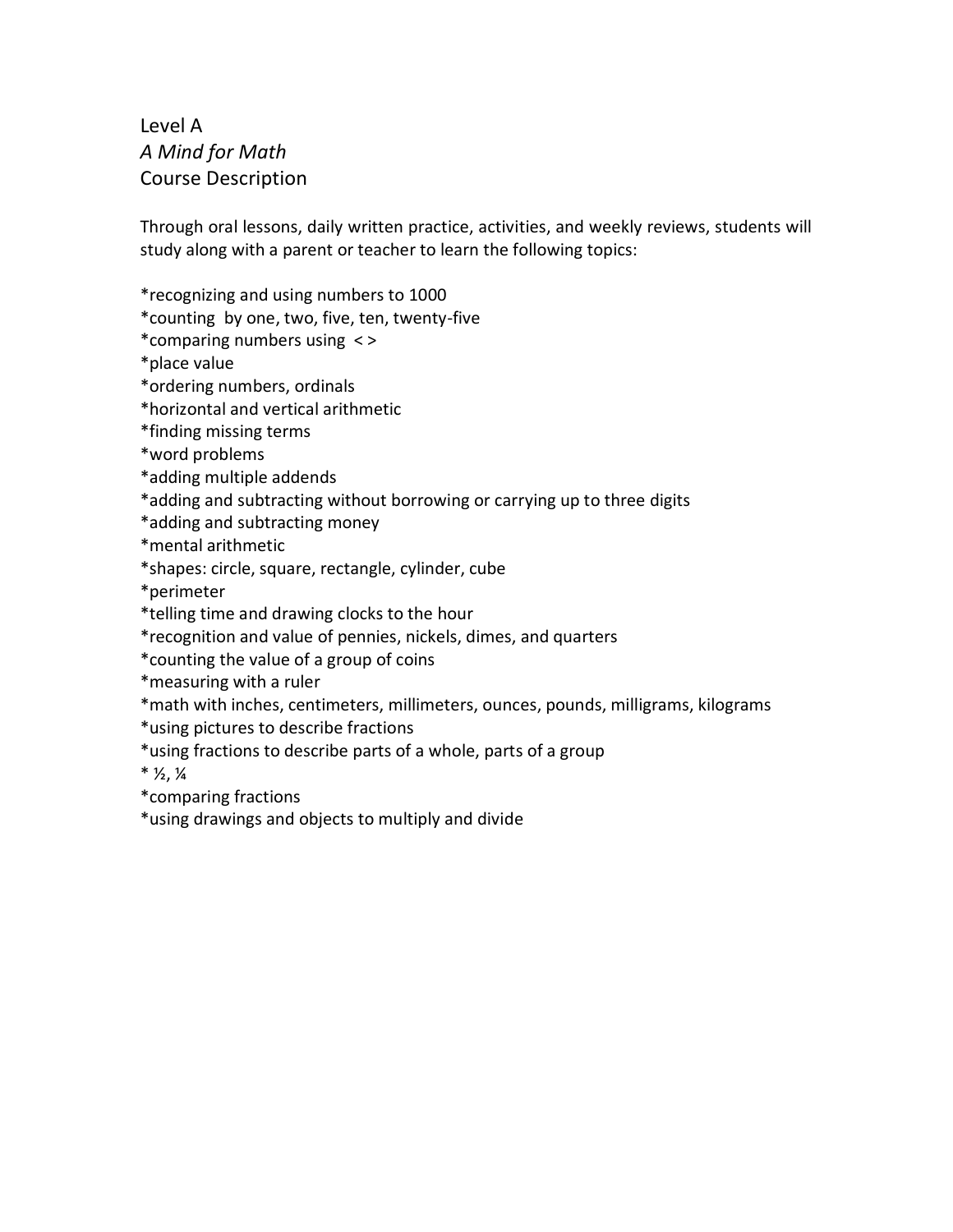Level A
*A Mind for Math*
Course Description

Through oral lessons, daily written practice, activities, and weekly reviews, students will study along with a parent or teacher to learn the following topics:

*recognizing and using numbers to 1000
*counting by one, two, five, ten, twenty-five
*comparing numbers using < >
*place value
*ordering numbers, ordinals
*horizontal and vertical arithmetic
*finding missing terms
*word problems
*adding multiple addends
*adding and subtracting without borrowing or carrying up to three digits
*adding and subtracting money
*mental arithmetic
*shapes: circle, square, rectangle, cylinder, cube
*perimeter
*telling time and drawing clocks to the hour
*recognition and value of pennies, nickels, dimes, and quarters
*counting the value of a group of coins
*measuring with a ruler
*math with inches, centimeters, millimeters, ounces, pounds, milligrams, kilograms
*using pictures to describe fractions
*using fractions to describe parts of a whole, parts of a group
* ½, ¼
*comparing fractions
*using drawings and objects to multiply and divide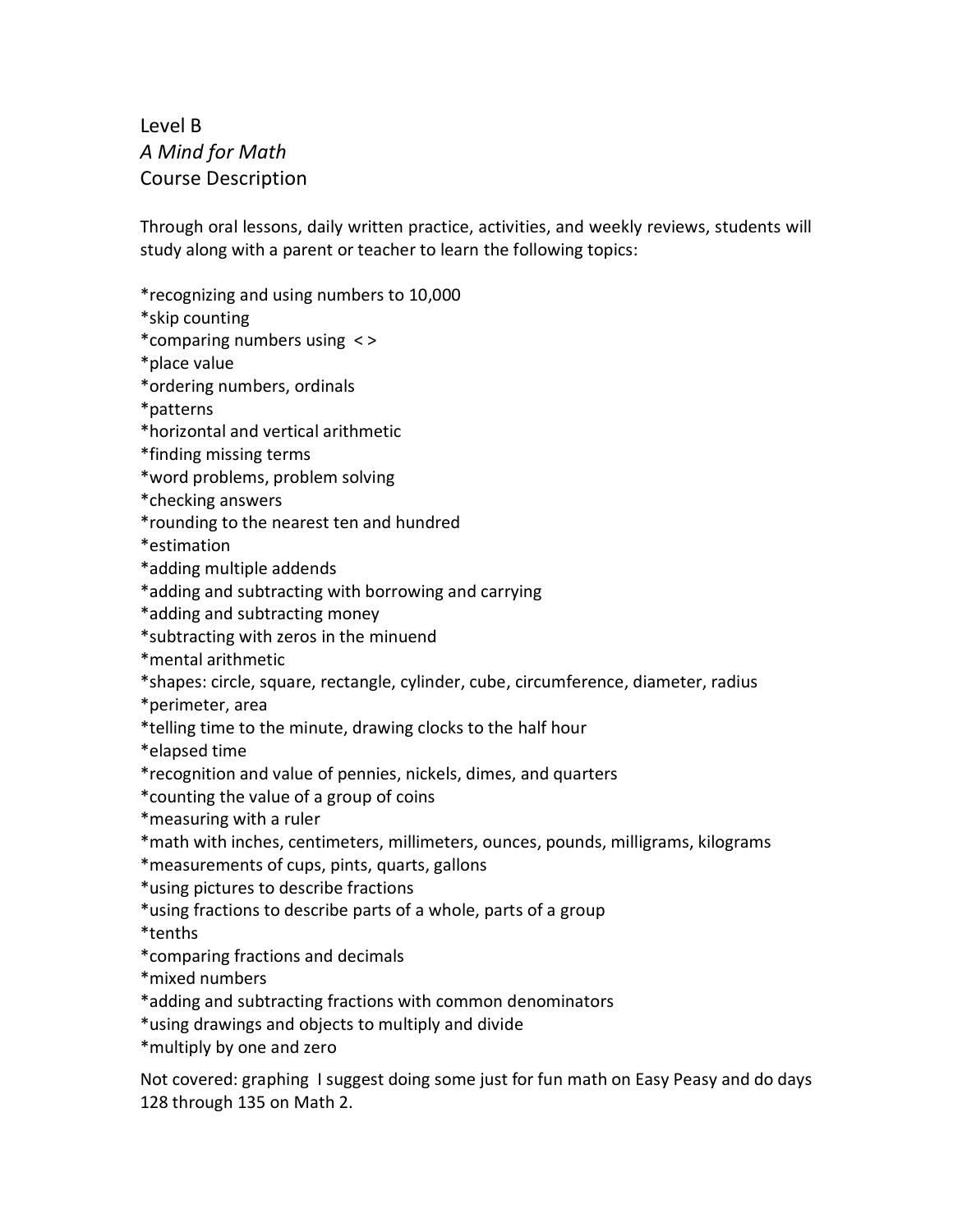Level B
*A Mind for Math*
Course Description

Through oral lessons, daily written practice, activities, and weekly reviews, students will study along with a parent or teacher to learn the following topics:

*recognizing and using numbers to 10,000
*skip counting
*comparing numbers using < >
*place value
*ordering numbers, ordinals
*patterns
*horizontal and vertical arithmetic
*finding missing terms
*word problems, problem solving
*checking answers
*rounding to the nearest ten and hundred
*estimation
*adding multiple addends
*adding and subtracting with borrowing and carrying
*adding and subtracting money
*subtracting with zeros in the minuend
*mental arithmetic
*shapes: circle, square, rectangle, cylinder, cube, circumference, diameter, radius
*perimeter, area
*telling time to the minute, drawing clocks to the half hour
*elapsed time
*recognition and value of pennies, nickels, dimes, and quarters
*counting the value of a group of coins
*measuring with a ruler
*math with inches, centimeters, millimeters, ounces, pounds, milligrams, kilograms
*measurements of cups, pints, quarts, gallons
*using pictures to describe fractions
*using fractions to describe parts of a whole, parts of a group
*tenths
*comparing fractions and decimals
*mixed numbers
*adding and subtracting fractions with common denominators
*using drawings and objects to multiply and divide
*multiply by one and zero

Not covered: graphing I suggest doing some just for fun math on Easy Peasy and do days 128 through 135 on Math 2.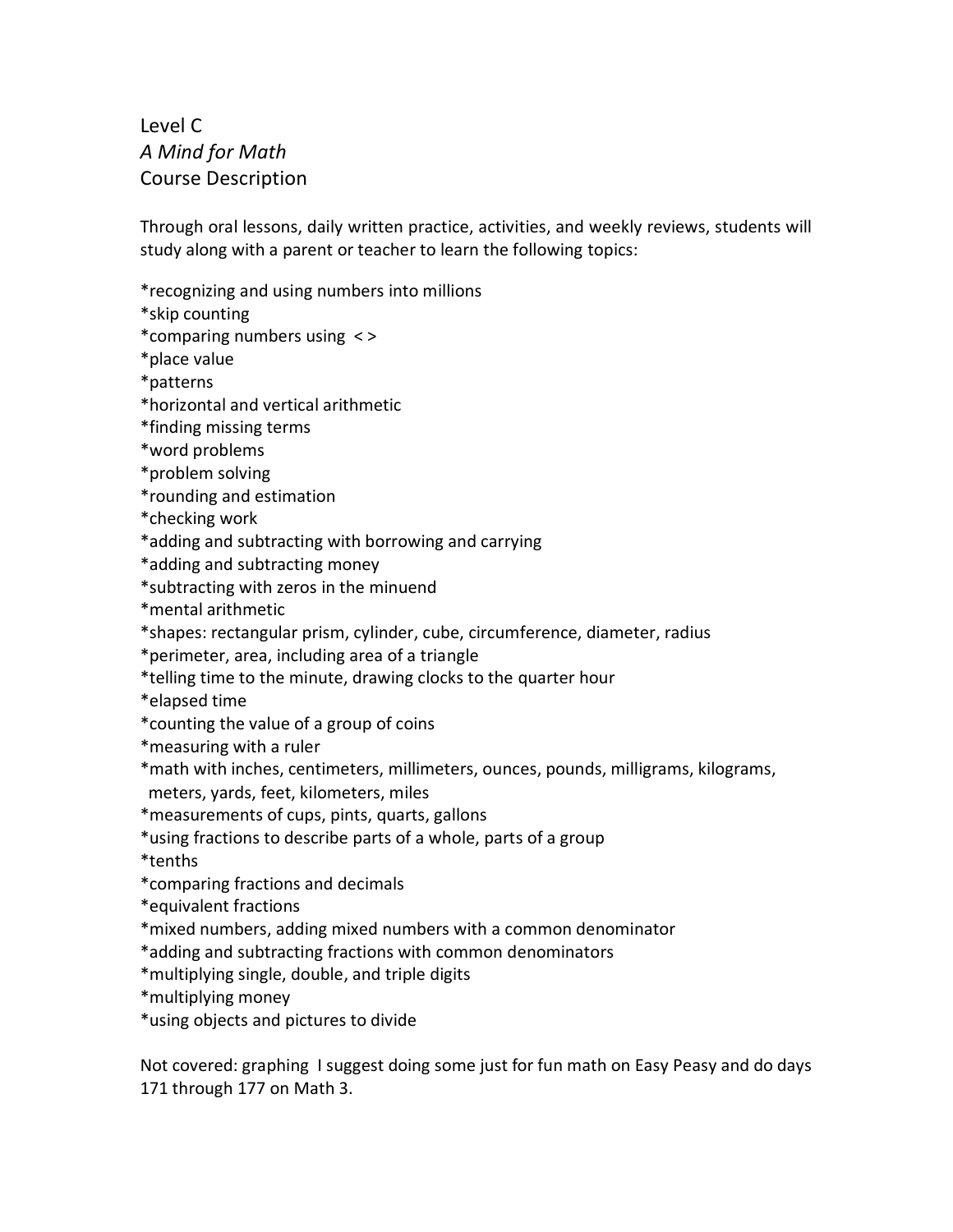Level C
*A Mind for Math*
Course Description

Through oral lessons, daily written practice, activities, and weekly reviews, students will study along with a parent or teacher to learn the following topics:

*recognizing and using numbers into millions
*skip counting
*comparing numbers using < >
*place value
*patterns
*horizontal and vertical arithmetic
*finding missing terms
*word problems
*problem solving
*rounding and estimation
*checking work
*adding and subtracting with borrowing and carrying
*adding and subtracting money
*subtracting with zeros in the minuend
*mental arithmetic
*shapes: rectangular prism, cylinder, cube, circumference, diameter, radius
*perimeter, area, including area of a triangle
*telling time to the minute, drawing clocks to the quarter hour
*elapsed time
*counting the value of a group of coins
*measuring with a ruler
*math with inches, centimeters, millimeters, ounces, pounds, milligrams, kilograms, meters, yards, feet, kilometers, miles
*measurements of cups, pints, quarts, gallons
*using fractions to describe parts of a whole, parts of a group
*tenths
*comparing fractions and decimals
*equivalent fractions
*mixed numbers, adding mixed numbers with a common denominator
*adding and subtracting fractions with common denominators
*multiplying single, double, and triple digits
*multiplying money
*using objects and pictures to divide

Not covered: graphing I suggest doing some just for fun math on Easy Peasy and do days 171 through 177 on Math 3.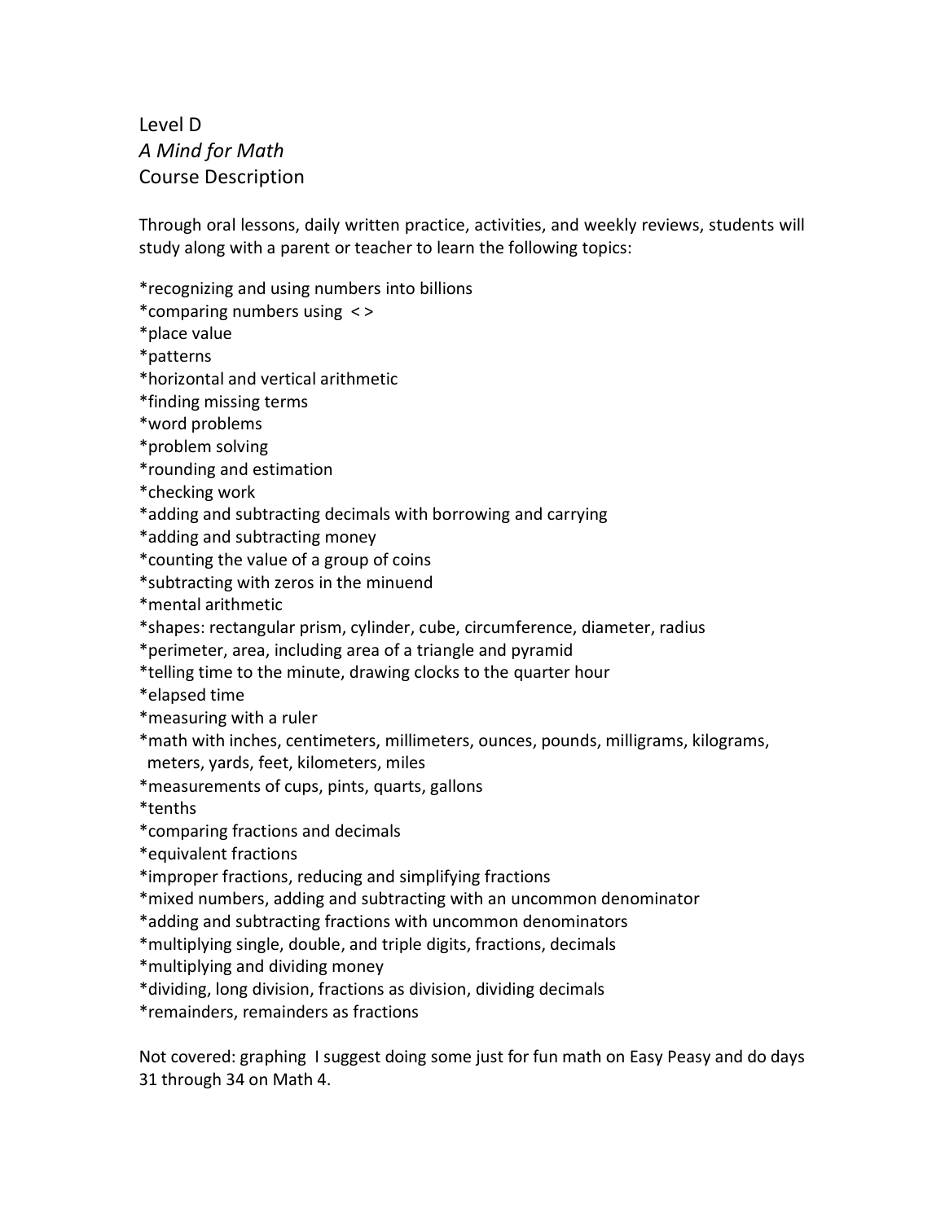Level D

*A Mind for Math*

Course Description

Through oral lessons, daily written practice, activities, and weekly reviews, students will study along with a parent or teacher to learn the following topics:

*recognizing and using numbers into billions
*comparing numbers using < >
*place value
*patterns
*horizontal and vertical arithmetic
*finding missing terms
*word problems
*problem solving
*rounding and estimation
*checking work
*adding and subtracting decimals with borrowing and carrying
*adding and subtracting money
*counting the value of a group of coins
*subtracting with zeros in the minuend
*mental arithmetic
*shapes: rectangular prism, cylinder, cube, circumference, diameter, radius
*perimeter, area, including area of a triangle and pyramid
*telling time to the minute, drawing clocks to the quarter hour
*elapsed time
*measuring with a ruler
*math with inches, centimeters, millimeters, ounces, pounds, milligrams, kilograms, meters, yards, feet, kilometers, miles
*measurements of cups, pints, quarts, gallons
*tenths
*comparing fractions and decimals
*equivalent fractions
*improper fractions, reducing and simplifying fractions
*mixed numbers, adding and subtracting with an uncommon denominator
*adding and subtracting fractions with uncommon denominators
*multiplying single, double, and triple digits, fractions, decimals
*multiplying and dividing money
*dividing, long division, fractions as division, dividing decimals
*remainders, remainders as fractions

Not covered: graphing I suggest doing some just for fun math on Easy Peasy and do days 31 through 34 on Math 4.